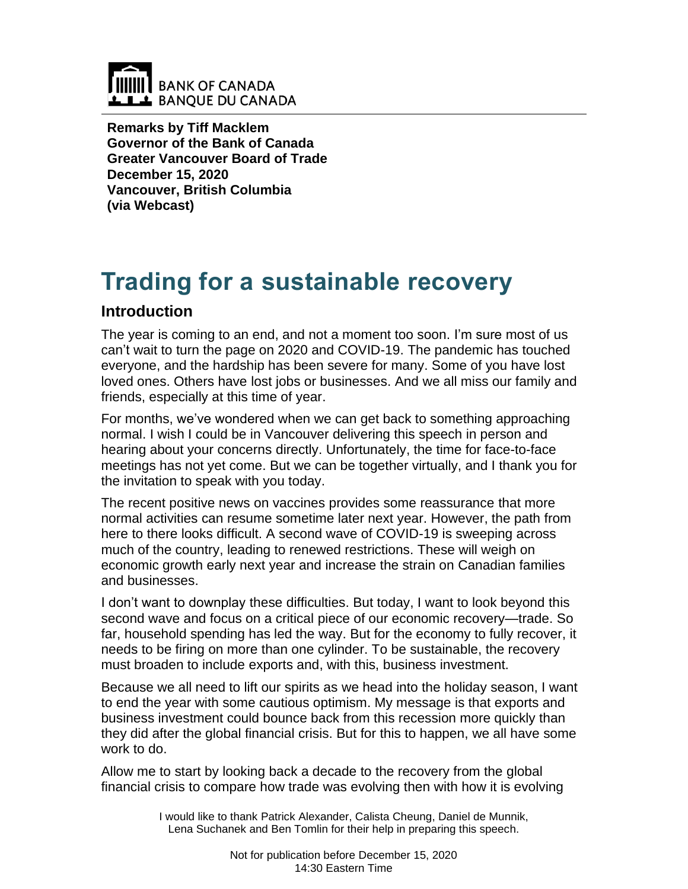BANK OF CANADA
BANQUE DU CANADA

**Remarks by Tiff Macklem**
**Governor of the Bank of Canada**
**Greater Vancouver Board of Trade**
**December 15, 2020**
**Vancouver, British Columbia**
**(via Webcast)**

# Trading for a sustainable recovery

## Introduction

The year is coming to an end, and not a moment too soon. I'm sure most of us can't wait to turn the page on 2020 and COVID-19. The pandemic has touched everyone, and the hardship has been severe for many. Some of you have lost loved ones. Others have lost jobs or businesses. And we all miss our family and friends, especially at this time of year.

For months, we've wondered when we can get back to something approaching normal. I wish I could be in Vancouver delivering this speech in person and hearing about your concerns directly. Unfortunately, the time for face-to-face meetings has not yet come. But we can be together virtually, and I thank you for the invitation to speak with you today.

The recent positive news on vaccines provides some reassurance that more normal activities can resume sometime later next year. However, the path from here to there looks difficult. A second wave of COVID-19 is sweeping across much of the country, leading to renewed restrictions. These will weigh on economic growth early next year and increase the strain on Canadian families and businesses.

I don't want to downplay these difficulties. But today, I want to look beyond this second wave and focus on a critical piece of our economic recovery—trade. So far, household spending has led the way. But for the economy to fully recover, it needs to be firing on more than one cylinder. To be sustainable, the recovery must broaden to include exports and, with this, business investment.

Because we all need to lift our spirits as we head into the holiday season, I want to end the year with some cautious optimism. My message is that exports and business investment could bounce back from this recession more quickly than they did after the global financial crisis. But for this to happen, we all have some work to do.

Allow me to start by looking back a decade to the recovery from the global financial crisis to compare how trade was evolving then with how it is evolving

I would like to thank Patrick Alexander, Calista Cheung, Daniel de Munnik, Lena Suchanek and Ben Tomlin for their help in preparing this speech.

Not for publication before December 15, 2020
14:30 Eastern Time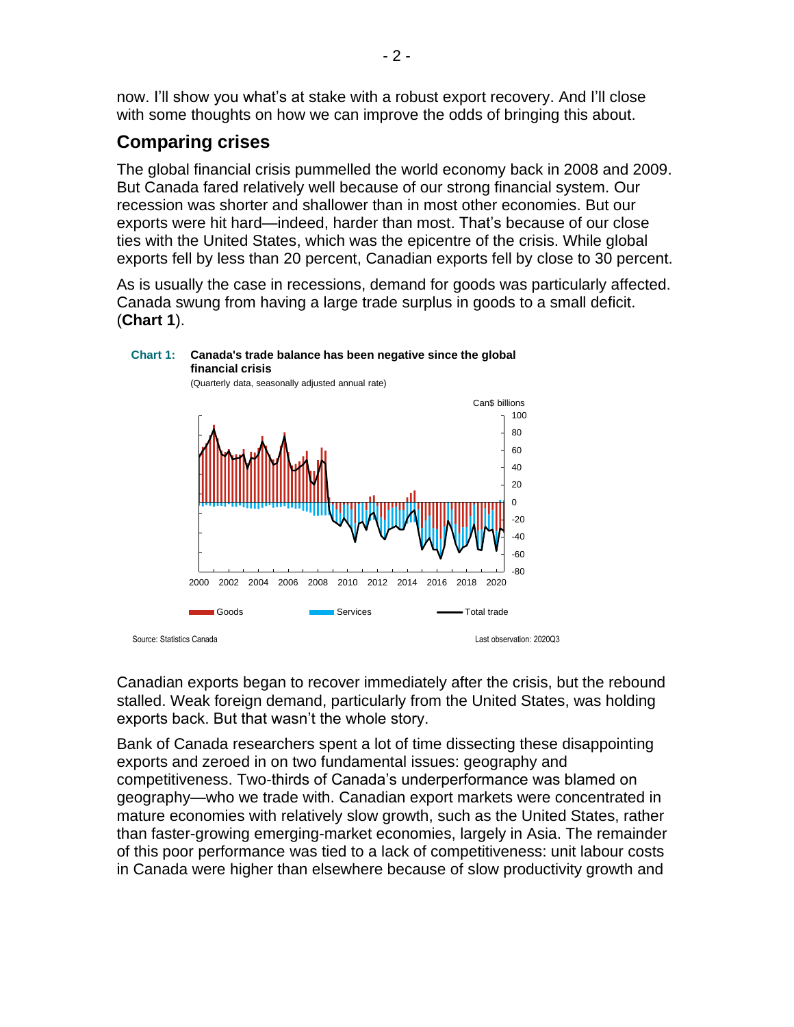now. I'll show you what's at stake with a robust export recovery. And I'll close with some thoughts on how we can improve the odds of bringing this about.

## Comparing crises

The global financial crisis pummelled the world economy back in 2008 and 2009. But Canada fared relatively well because of our strong financial system. Our recession was shorter and shallower than in most other economies. But our exports were hit hard—indeed, harder than most. That's because of our close ties with the United States, which was the epicentre of the crisis. While global exports fell by less than 20 percent, Canadian exports fell by close to 30 percent.

As is usually the case in recessions, demand for goods was particularly affected. Canada swung from having a large trade surplus in goods to a small deficit. (**Chart 1**).

**Chart 1: Canada's trade balance has been negative since the global financial crisis**

(Quarterly data, seasonally adjusted annual rate)

Source: Statistics Canada

Last observation: 2020Q3

Canadian exports began to recover immediately after the crisis, but the rebound stalled. Weak foreign demand, particularly from the United States, was holding exports back. But that wasn't the whole story.

Bank of Canada researchers spent a lot of time dissecting these disappointing exports and zeroed in on two fundamental issues: geography and competitiveness. Two-thirds of Canada's underperformance was blamed on geography—who we trade with. Canadian export markets were concentrated in mature economies with relatively slow growth, such as the United States, rather than faster-growing emerging-market economies, largely in Asia. The remainder of this poor performance was tied to a lack of competitiveness: unit labour costs in Canada were higher than elsewhere because of slow productivity growth and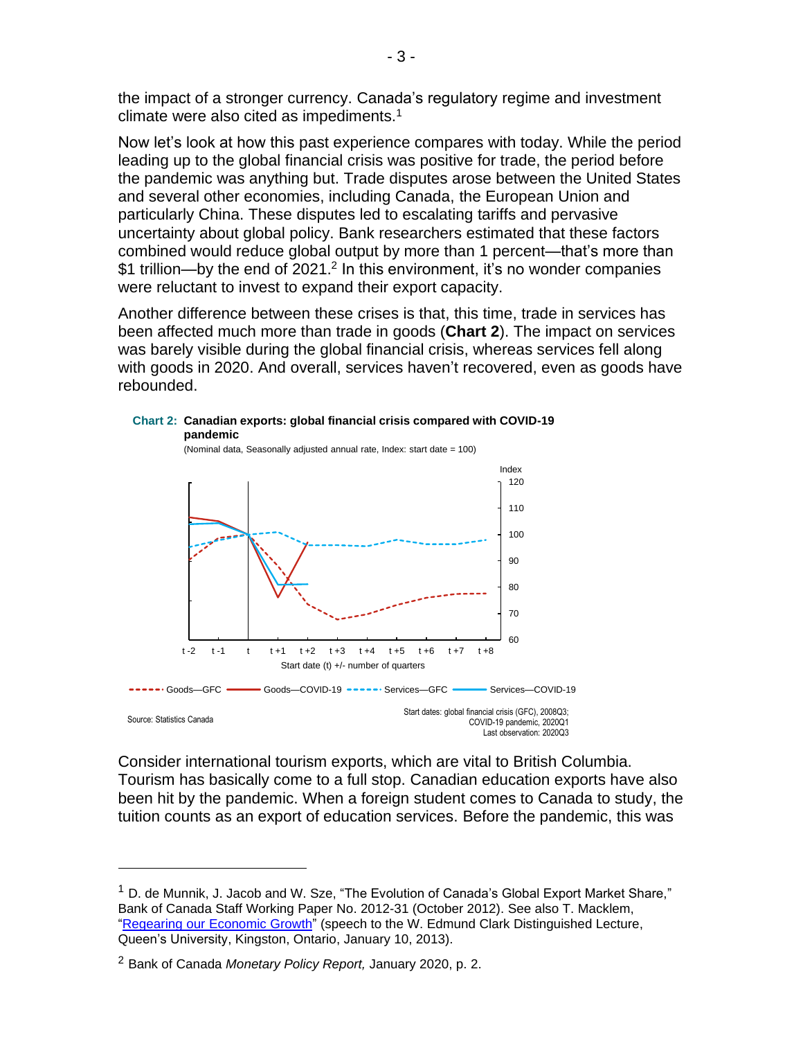the impact of a stronger currency. Canada's regulatory regime and investment climate were also cited as impediments.[1]

Now let's look at how this past experience compares with today. While the period leading up to the global financial crisis was positive for trade, the period before the pandemic was anything but. Trade disputes arose between the United States and several other economies, including Canada, the European Union and particularly China. These disputes led to escalating tariffs and pervasive uncertainty about global policy. Bank researchers estimated that these factors combined would reduce global output by more than 1 percent—that's more than $1 trillion—by the end of 2021.[2] In this environment, it's no wonder companies were reluctant to invest to expand their export capacity.

Another difference between these crises is that, this time, trade in services has been affected much more than trade in goods (**Chart 2**). The impact on services was barely visible during the global financial crisis, whereas services fell along with goods in 2020. And overall, services haven't recovered, even as goods have rebounded.

**Chart 2: Canadian exports: global financial crisis compared with COVID-19 pandemic**

(Nominal data, Seasonally adjusted annual rate, Index: start date = 100)

Goods—GFC; Goods—COVID-19; Services—GFC; Services—COVID-19

Start date (t) +/- number of quarters

Source: Statistics Canada

Start dates: global financial crisis (GFC), 2008Q3; COVID-19 pandemic, 2020Q1
Last observation: 2020Q3

Consider international tourism exports, which are vital to British Columbia. Tourism has basically come to a full stop. Canadian education exports have also been hit by the pandemic. When a foreign student comes to Canada to study, the tuition counts as an export of education services. Before the pandemic, this was

---

[1] D. de Munnik, J. Jacob and W. Sze, "The Evolution of Canada's Global Export Market Share," Bank of Canada Staff Working Paper No. 2012-31 (October 2012). See also T. Macklem, "Regearing our Economic Growth" (speech to the W. Edmund Clark Distinguished Lecture, Queen's University, Kingston, Ontario, January 10, 2013).

[2] Bank of Canada *Monetary Policy Report,* January 2020, p. 2.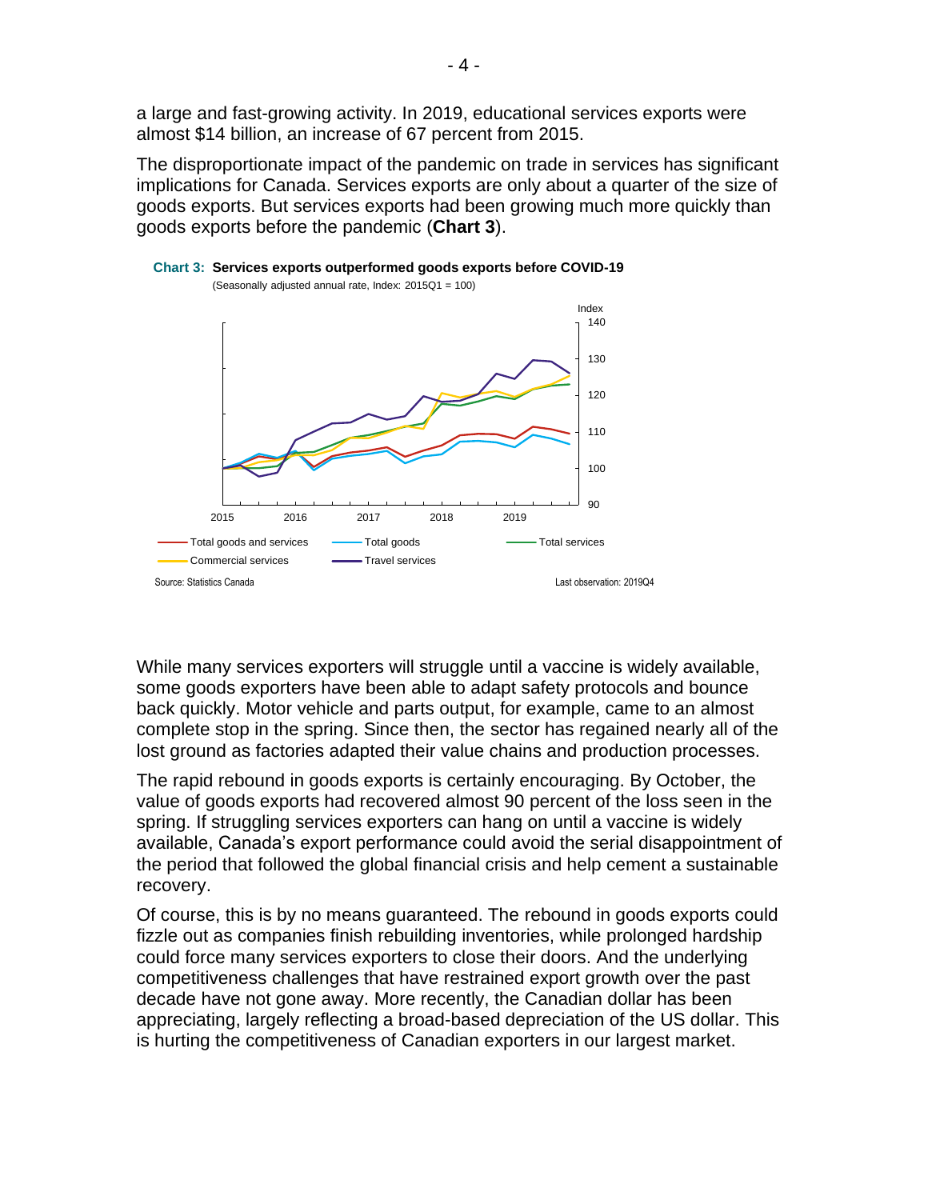a large and fast-growing activity. In 2019, educational services exports were almost $14 billion, an increase of 67 percent from 2015.

The disproportionate impact of the pandemic on trade in services has significant implications for Canada. Services exports are only about a quarter of the size of goods exports. But services exports had been growing much more quickly than goods exports before the pandemic (**Chart 3**).

**Chart 3: Services exports outperformed goods exports before COVID-19**

(Seasonally adjusted annual rate, Index: 2015Q1 = 100)

Source: Statistics Canada

Last observation: 2019Q4

While many services exporters will struggle until a vaccine is widely available, some goods exporters have been able to adapt safety protocols and bounce back quickly. Motor vehicle and parts output, for example, came to an almost complete stop in the spring. Since then, the sector has regained nearly all of the lost ground as factories adapted their value chains and production processes.

The rapid rebound in goods exports is certainly encouraging. By October, the value of goods exports had recovered almost 90 percent of the loss seen in the spring. If struggling services exporters can hang on until a vaccine is widely available, Canada's export performance could avoid the serial disappointment of the period that followed the global financial crisis and help cement a sustainable recovery.

Of course, this is by no means guaranteed. The rebound in goods exports could fizzle out as companies finish rebuilding inventories, while prolonged hardship could force many services exporters to close their doors. And the underlying competitiveness challenges that have restrained export growth over the past decade have not gone away. More recently, the Canadian dollar has been appreciating, largely reflecting a broad-based depreciation of the US dollar. This is hurting the competitiveness of Canadian exporters in our largest market.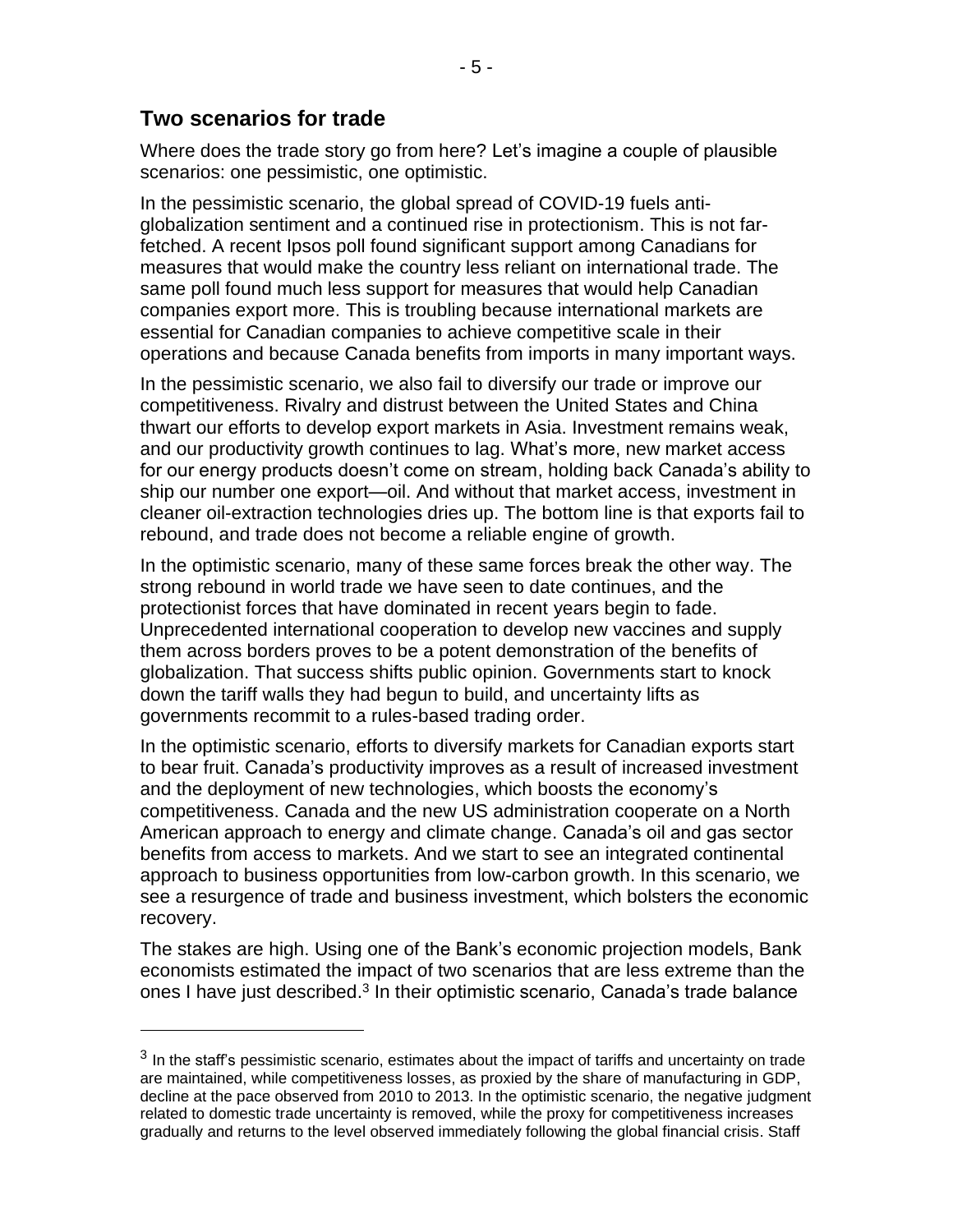## Two scenarios for trade

Where does the trade story go from here? Let's imagine a couple of plausible scenarios: one pessimistic, one optimistic.

In the pessimistic scenario, the global spread of COVID-19 fuels anti-globalization sentiment and a continued rise in protectionism. This is not far-fetched. A recent Ipsos poll found significant support among Canadians for measures that would make the country less reliant on international trade. The same poll found much less support for measures that would help Canadian companies export more. This is troubling because international markets are essential for Canadian companies to achieve competitive scale in their operations and because Canada benefits from imports in many important ways.

In the pessimistic scenario, we also fail to diversify our trade or improve our competitiveness. Rivalry and distrust between the United States and China thwart our efforts to develop export markets in Asia. Investment remains weak, and our productivity growth continues to lag. What's more, new market access for our energy products doesn't come on stream, holding back Canada's ability to ship our number one export—oil. And without that market access, investment in cleaner oil-extraction technologies dries up. The bottom line is that exports fail to rebound, and trade does not become a reliable engine of growth.

In the optimistic scenario, many of these same forces break the other way. The strong rebound in world trade we have seen to date continues, and the protectionist forces that have dominated in recent years begin to fade. Unprecedented international cooperation to develop new vaccines and supply them across borders proves to be a potent demonstration of the benefits of globalization. That success shifts public opinion. Governments start to knock down the tariff walls they had begun to build, and uncertainty lifts as governments recommit to a rules-based trading order.

In the optimistic scenario, efforts to diversify markets for Canadian exports start to bear fruit. Canada's productivity improves as a result of increased investment and the deployment of new technologies, which boosts the economy's competitiveness. Canada and the new US administration cooperate on a North American approach to energy and climate change. Canada's oil and gas sector benefits from access to markets. And we start to see an integrated continental approach to business opportunities from low-carbon growth. In this scenario, we see a resurgence of trade and business investment, which bolsters the economic recovery.

The stakes are high. Using one of the Bank's economic projection models, Bank economists estimated the impact of two scenarios that are less extreme than the ones I have just described.[3] In their optimistic scenario, Canada's trade balance

[3] In the staff's pessimistic scenario, estimates about the impact of tariffs and uncertainty on trade are maintained, while competitiveness losses, as proxied by the share of manufacturing in GDP, decline at the pace observed from 2010 to 2013. In the optimistic scenario, the negative judgment related to domestic trade uncertainty is removed, while the proxy for competitiveness increases gradually and returns to the level observed immediately following the global financial crisis. Staff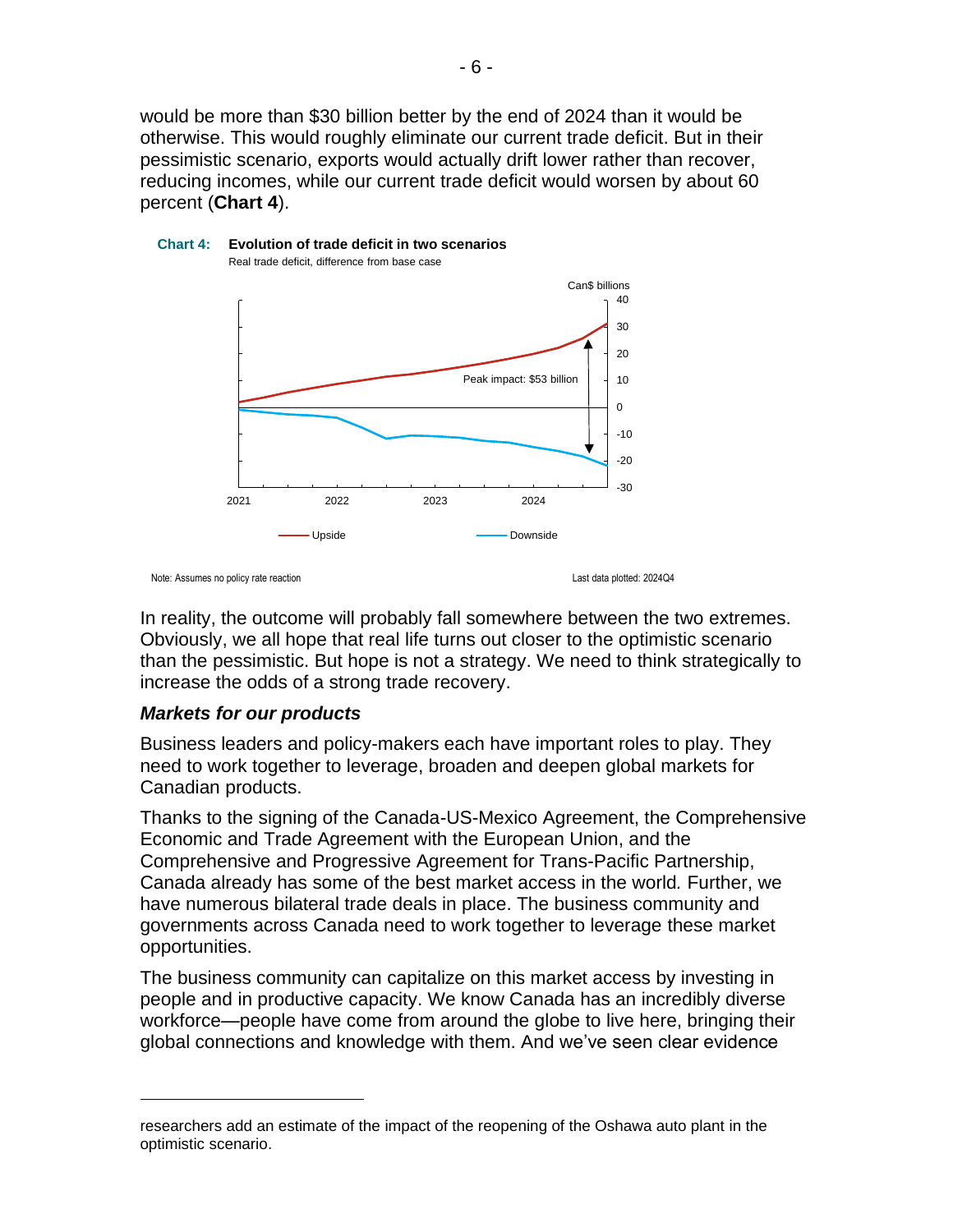would be more than $30 billion better by the end of 2024 than it would be otherwise. This would roughly eliminate our current trade deficit. But in their pessimistic scenario, exports would actually drift lower rather than recover, reducing incomes, while our current trade deficit would worsen by about 60 percent (**Chart 4**).

**Chart 4: Evolution of trade deficit in two scenarios**

Real trade deficit, difference from base case

Note: Assumes no policy rate reaction

Last data plotted: 2024Q4

In reality, the outcome will probably fall somewhere between the two extremes. Obviously, we all hope that real life turns out closer to the optimistic scenario than the pessimistic. But hope is not a strategy. We need to think strategically to increase the odds of a strong trade recovery.

### *Markets for our products*

Business leaders and policy-makers each have important roles to play. They need to work together to leverage, broaden and deepen global markets for Canadian products.

Thanks to the signing of the Canada-US-Mexico Agreement, the Comprehensive Economic and Trade Agreement with the European Union, and the Comprehensive and Progressive Agreement for Trans-Pacific Partnership, Canada already has some of the best market access in the world. Further, we have numerous bilateral trade deals in place. The business community and governments across Canada need to work together to leverage these market opportunities.

The business community can capitalize on this market access by investing in people and in productive capacity. We know Canada has an incredibly diverse workforce—people have come from around the globe to live here, bringing their global connections and knowledge with them. And we've seen clear evidence

---

researchers add an estimate of the impact of the reopening of the Oshawa auto plant in the optimistic scenario.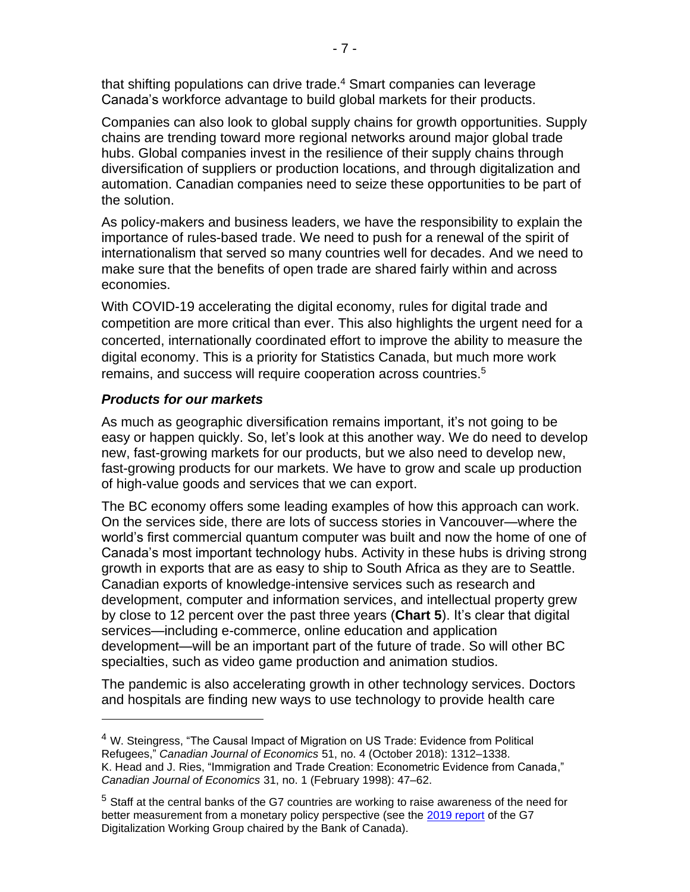that shifting populations can drive trade.[4] Smart companies can leverage Canada's workforce advantage to build global markets for their products.

Companies can also look to global supply chains for growth opportunities. Supply chains are trending toward more regional networks around major global trade hubs. Global companies invest in the resilience of their supply chains through diversification of suppliers or production locations, and through digitalization and automation. Canadian companies need to seize these opportunities to be part of the solution.

As policy-makers and business leaders, we have the responsibility to explain the importance of rules-based trade. We need to push for a renewal of the spirit of internationalism that served so many countries well for decades. And we need to make sure that the benefits of open trade are shared fairly within and across economies.

With COVID-19 accelerating the digital economy, rules for digital trade and competition are more critical than ever. This also highlights the urgent need for a concerted, internationally coordinated effort to improve the ability to measure the digital economy. This is a priority for Statistics Canada, but much more work remains, and success will require cooperation across countries.[5]

### *Products for our markets*

As much as geographic diversification remains important, it's not going to be easy or happen quickly. So, let's look at this another way. We do need to develop new, fast-growing markets for our products, but we also need to develop new, fast-growing products for our markets. We have to grow and scale up production of high-value goods and services that we can export.

The BC economy offers some leading examples of how this approach can work. On the services side, there are lots of success stories in Vancouver—where the world's first commercial quantum computer was built and now the home of one of Canada's most important technology hubs. Activity in these hubs is driving strong growth in exports that are as easy to ship to South Africa as they are to Seattle. Canadian exports of knowledge-intensive services such as research and development, computer and information services, and intellectual property grew by close to 12 percent over the past three years (**Chart 5**). It's clear that digital services—including e-commerce, online education and application development—will be an important part of the future of trade. So will other BC specialties, such as video game production and animation studios.

The pandemic is also accelerating growth in other technology services. Doctors and hospitals are finding new ways to use technology to provide health care

---

[4] W. Steingress, "The Causal Impact of Migration on US Trade: Evidence from Political Refugees," *Canadian Journal of Economics* 51, no. 4 (October 2018): 1312–1338. K. Head and J. Ries, "Immigration and Trade Creation: Econometric Evidence from Canada," *Canadian Journal of Economics* 31, no. 1 (February 1998): 47–62.

[5] Staff at the central banks of the G7 countries are working to raise awareness of the need for better measurement from a monetary policy perspective (see the 2019 report of the G7 Digitalization Working Group chaired by the Bank of Canada).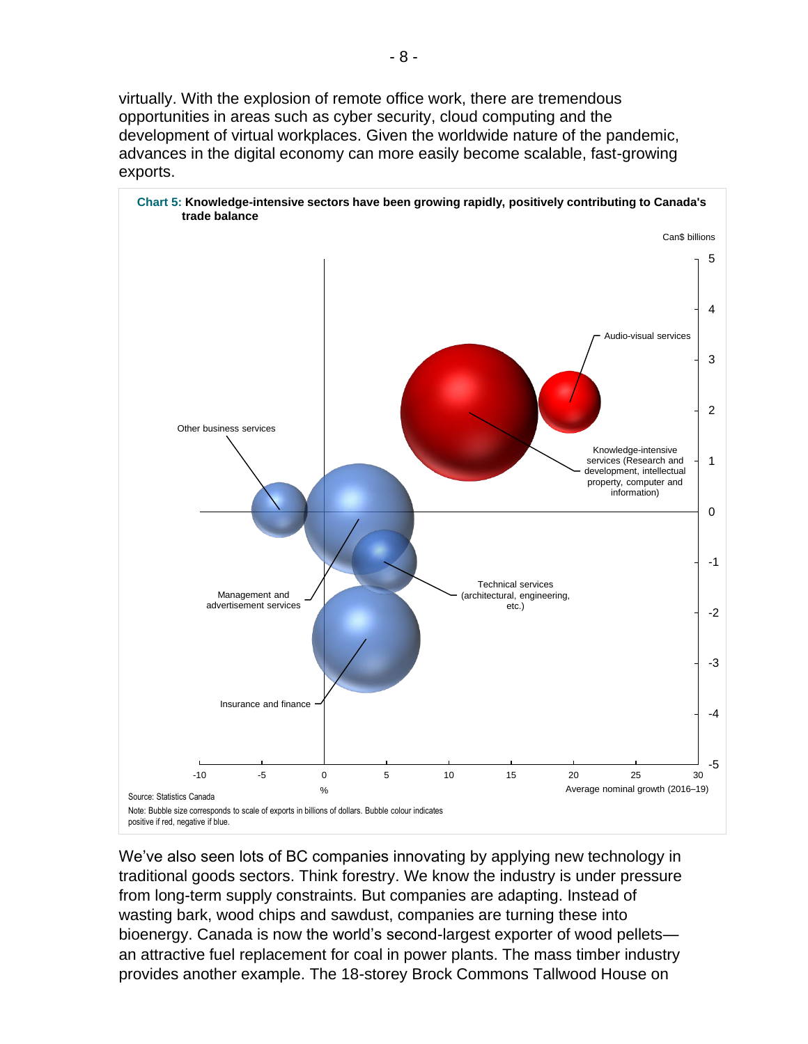virtually. With the explosion of remote office work, there are tremendous opportunities in areas such as cyber security, cloud computing and the development of virtual workplaces. Given the worldwide nature of the pandemic, advances in the digital economy can more easily become scalable, fast-growing exports.

**Chart 5: Knowledge-intensive sectors have been growing rapidly, positively contributing to Canada's trade balance**

Source: Statistics Canada

Note: Bubble size corresponds to scale of exports in billions of dollars. Bubble colour indicates positive if red, negative if blue.

We've also seen lots of BC companies innovating by applying new technology in traditional goods sectors. Think forestry. We know the industry is under pressure from long-term supply constraints. But companies are adapting. Instead of wasting bark, wood chips and sawdust, companies are turning these into bioenergy. Canada is now the world's second-largest exporter of wood pellets—an attractive fuel replacement for coal in power plants. The mass timber industry provides another example. The 18-storey Brock Commons Tallwood House on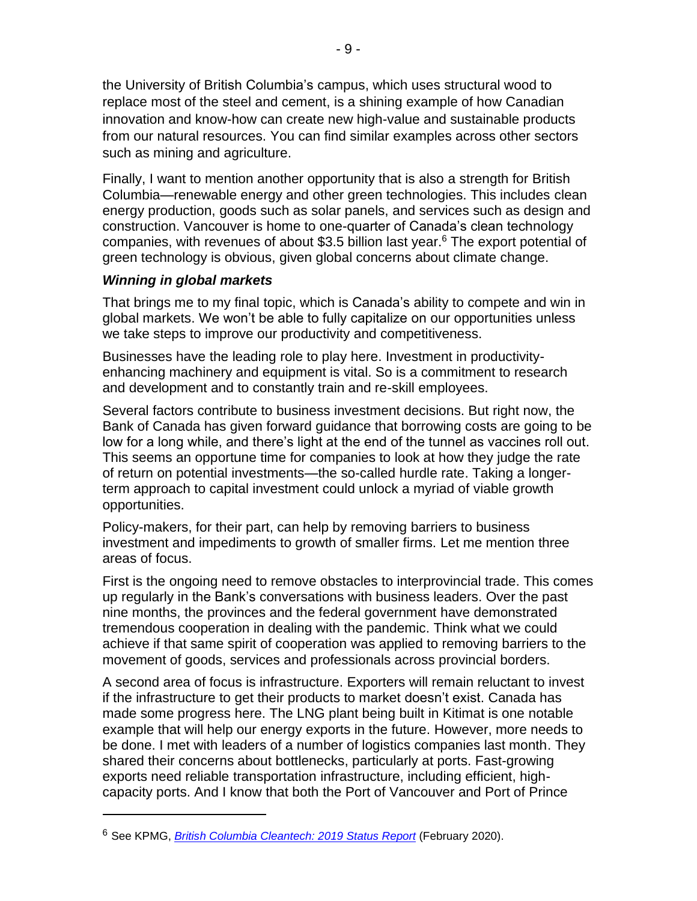the University of British Columbia's campus, which uses structural wood to replace most of the steel and cement, is a shining example of how Canadian innovation and know-how can create new high-value and sustainable products from our natural resources. You can find similar examples across other sectors such as mining and agriculture.

Finally, I want to mention another opportunity that is also a strength for British Columbia—renewable energy and other green technologies. This includes clean energy production, goods such as solar panels, and services such as design and construction. Vancouver is home to one-quarter of Canada's clean technology companies, with revenues of about $3.5 billion last year.[6] The export potential of green technology is obvious, given global concerns about climate change.

### *Winning in global markets*

That brings me to my final topic, which is Canada's ability to compete and win in global markets. We won't be able to fully capitalize on our opportunities unless we take steps to improve our productivity and competitiveness.

Businesses have the leading role to play here. Investment in productivity-enhancing machinery and equipment is vital. So is a commitment to research and development and to constantly train and re-skill employees.

Several factors contribute to business investment decisions. But right now, the Bank of Canada has given forward guidance that borrowing costs are going to be low for a long while, and there's light at the end of the tunnel as vaccines roll out. This seems an opportune time for companies to look at how they judge the rate of return on potential investments—the so-called hurdle rate. Taking a longer-term approach to capital investment could unlock a myriad of viable growth opportunities.

Policy-makers, for their part, can help by removing barriers to business investment and impediments to growth of smaller firms. Let me mention three areas of focus.

First is the ongoing need to remove obstacles to interprovincial trade. This comes up regularly in the Bank's conversations with business leaders. Over the past nine months, the provinces and the federal government have demonstrated tremendous cooperation in dealing with the pandemic. Think what we could achieve if that same spirit of cooperation was applied to removing barriers to the movement of goods, services and professionals across provincial borders.

A second area of focus is infrastructure. Exporters will remain reluctant to invest if the infrastructure to get their products to market doesn't exist. Canada has made some progress here. The LNG plant being built in Kitimat is one notable example that will help our energy exports in the future. However, more needs to be done. I met with leaders of a number of logistics companies last month. They shared their concerns about bottlenecks, particularly at ports. Fast-growing exports need reliable transportation infrastructure, including efficient, high-capacity ports. And I know that both the Port of Vancouver and Port of Prince

---

[6] See KPMG, *British Columbia Cleantech: 2019 Status Report* (February 2020).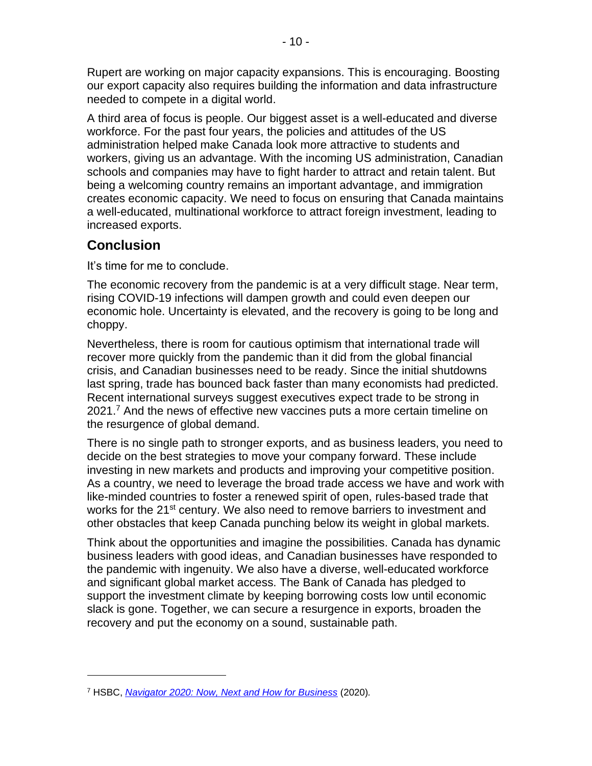Rupert are working on major capacity expansions. This is encouraging. Boosting our export capacity also requires building the information and data infrastructure needed to compete in a digital world.

A third area of focus is people. Our biggest asset is a well-educated and diverse workforce. For the past four years, the policies and attitudes of the US administration helped make Canada look more attractive to students and workers, giving us an advantage. With the incoming US administration, Canadian schools and companies may have to fight harder to attract and retain talent. But being a welcoming country remains an important advantage, and immigration creates economic capacity. We need to focus on ensuring that Canada maintains a well-educated, multinational workforce to attract foreign investment, leading to increased exports.

## Conclusion

It's time for me to conclude.

The economic recovery from the pandemic is at a very difficult stage. Near term, rising COVID-19 infections will dampen growth and could even deepen our economic hole. Uncertainty is elevated, and the recovery is going to be long and choppy.

Nevertheless, there is room for cautious optimism that international trade will recover more quickly from the pandemic than it did from the global financial crisis, and Canadian businesses need to be ready. Since the initial shutdowns last spring, trade has bounced back faster than many economists had predicted. Recent international surveys suggest executives expect trade to be strong in 2021.[7] And the news of effective new vaccines puts a more certain timeline on the resurgence of global demand.

There is no single path to stronger exports, and as business leaders, you need to decide on the best strategies to move your company forward. These include investing in new markets and products and improving your competitive position. As a country, we need to leverage the broad trade access we have and work with like-minded countries to foster a renewed spirit of open, rules-based trade that works for the 21st century. We also need to remove barriers to investment and other obstacles that keep Canada punching below its weight in global markets.

Think about the opportunities and imagine the possibilities. Canada has dynamic business leaders with good ideas, and Canadian businesses have responded to the pandemic with ingenuity. We also have a diverse, well-educated workforce and significant global market access. The Bank of Canada has pledged to support the investment climate by keeping borrowing costs low until economic slack is gone. Together, we can secure a resurgence in exports, broaden the recovery and put the economy on a sound, sustainable path.

---

[7] HSBC, *Navigator 2020: Now, Next and How for Business* (2020).